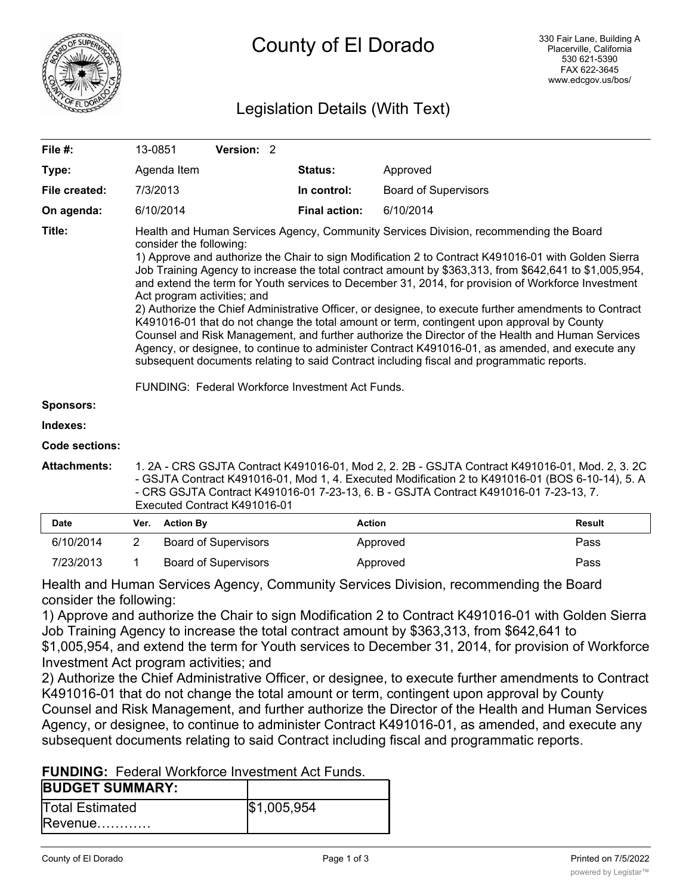# County of El Dorado

330 Fair Lane, Building A
Placerville, California
530 621-5390
FAX 622-3645
www.edcgov.us/bos/

## Legislation Details (With Text)

| | | | |
|---|---|---|---|
| **File #:** | 13-0851 **Version:** 2 | | |
| **Type:** | Agenda Item | **Status:** | Approved |
| **File created:** | 7/3/2013 | **In control:** | Board of Supervisors |
| **On agenda:** | 6/10/2014 | **Final action:** | 6/10/2014 |

**Title:** Health and Human Services Agency, Community Services Division, recommending the Board consider the following:
1) Approve and authorize the Chair to sign Modification 2 to Contract K491016-01 with Golden Sierra Job Training Agency to increase the total contract amount by $363,313, from $642,641 to $1,005,954, and extend the term for Youth services to December 31, 2014, for provision of Workforce Investment Act program activities; and
2) Authorize the Chief Administrative Officer, or designee, to execute further amendments to Contract K491016-01 that do not change the total amount or term, contingent upon approval by County Counsel and Risk Management, and further authorize the Director of the Health and Human Services Agency, or designee, to continue to administer Contract K491016-01, as amended, and execute any subsequent documents relating to said Contract including fiscal and programmatic reports.

FUNDING: Federal Workforce Investment Act Funds.

**Sponsors:**

**Indexes:**

**Code sections:**

**Attachments:** 1. 2A - CRS GSJTA Contract K491016-01, Mod 2, 2. 2B - GSJTA Contract K491016-01, Mod. 2, 3. 2C - GSJTA Contract K491016-01, Mod 1, 4. Executed Modification 2 to K491016-01 (BOS 6-10-14), 5. A - CRS GSJTA Contract K491016-01 7-23-13, 6. B - GSJTA Contract K491016-01 7-23-13, 7. Executed Contract K491016-01

| Date | Ver. | Action By | Action | Result |
|---|---|---|---|---|
| 6/10/2014 | 2 | Board of Supervisors | Approved | Pass |
| 7/23/2013 | 1 | Board of Supervisors | Approved | Pass |

Health and Human Services Agency, Community Services Division, recommending the Board consider the following:

1) Approve and authorize the Chair to sign Modification 2 to Contract K491016-01 with Golden Sierra Job Training Agency to increase the total contract amount by $363,313, from $642,641 to $1,005,954, and extend the term for Youth services to December 31, 2014, for provision of Workforce Investment Act program activities; and

2) Authorize the Chief Administrative Officer, or designee, to execute further amendments to Contract K491016-01 that do not change the total amount or term, contingent upon approval by County Counsel and Risk Management, and further authorize the Director of the Health and Human Services Agency, or designee, to continue to administer Contract K491016-01, as amended, and execute any subsequent documents relating to said Contract including fiscal and programmatic reports.

**FUNDING:** Federal Workforce Investment Act Funds.

| **BUDGET SUMMARY:** | |
|---|---|
| Total Estimated Revenue………… | $1,005,954 |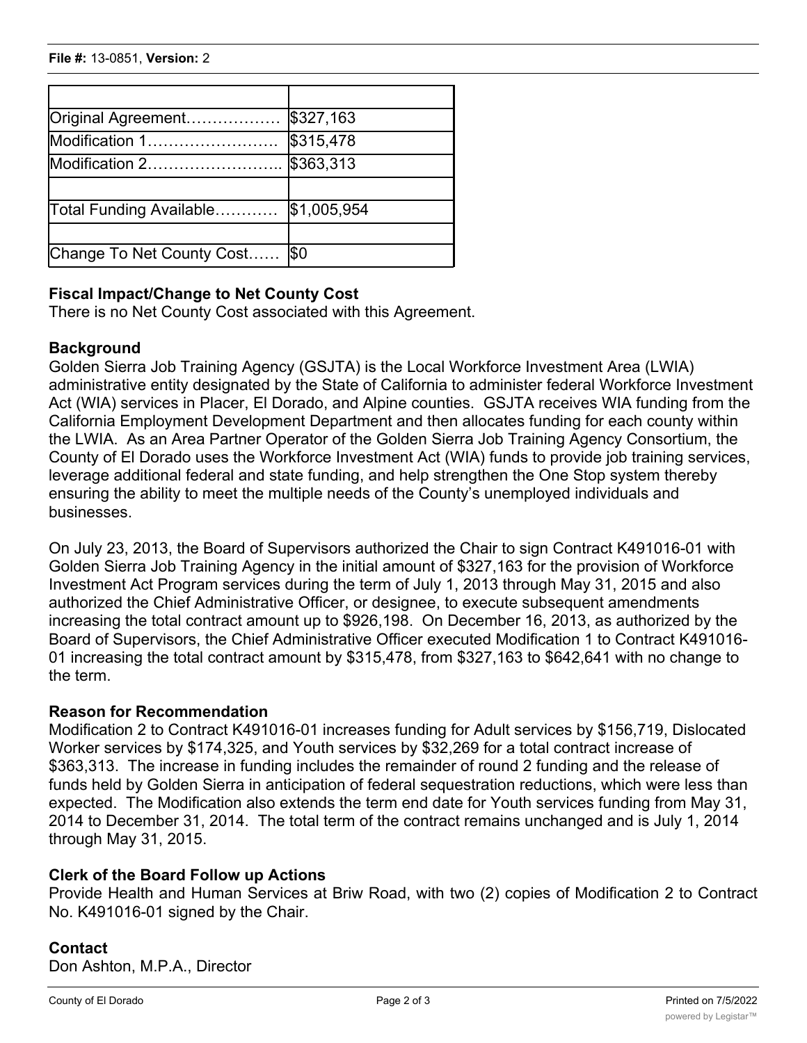| | |
|---|---|
| Original Agreement……………… | $327,163 |
| Modification 1……………………. | $315,478 |
| Modification 2…………………….. | $363,313 |
| | |
| Total Funding Available………… | $1,005,954 |
| | |
| Change To Net County Cost…… | $0 |

**Fiscal Impact/Change to Net County Cost**

There is no Net County Cost associated with this Agreement.

**Background**

Golden Sierra Job Training Agency (GSJTA) is the Local Workforce Investment Area (LWIA) administrative entity designated by the State of California to administer federal Workforce Investment Act (WIA) services in Placer, El Dorado, and Alpine counties. GSJTA receives WIA funding from the California Employment Development Department and then allocates funding for each county within the LWIA. As an Area Partner Operator of the Golden Sierra Job Training Agency Consortium, the County of El Dorado uses the Workforce Investment Act (WIA) funds to provide job training services, leverage additional federal and state funding, and help strengthen the One Stop system thereby ensuring the ability to meet the multiple needs of the County's unemployed individuals and businesses.

On July 23, 2013, the Board of Supervisors authorized the Chair to sign Contract K491016-01 with Golden Sierra Job Training Agency in the initial amount of $327,163 for the provision of Workforce Investment Act Program services during the term of July 1, 2013 through May 31, 2015 and also authorized the Chief Administrative Officer, or designee, to execute subsequent amendments increasing the total contract amount up to $926,198. On December 16, 2013, as authorized by the Board of Supervisors, the Chief Administrative Officer executed Modification 1 to Contract K491016-01 increasing the total contract amount by $315,478, from $327,163 to $642,641 with no change to the term.

**Reason for Recommendation**

Modification 2 to Contract K491016-01 increases funding for Adult services by $156,719, Dislocated Worker services by $174,325, and Youth services by $32,269 for a total contract increase of $363,313. The increase in funding includes the remainder of round 2 funding and the release of funds held by Golden Sierra in anticipation of federal sequestration reductions, which were less than expected. The Modification also extends the term end date for Youth services funding from May 31, 2014 to December 31, 2014. The total term of the contract remains unchanged and is July 1, 2014 through May 31, 2015.

**Clerk of the Board Follow up Actions**

Provide Health and Human Services at Briw Road, with two (2) copies of Modification 2 to Contract No. K491016-01 signed by the Chair.

**Contact**

Don Ashton, M.P.A., Director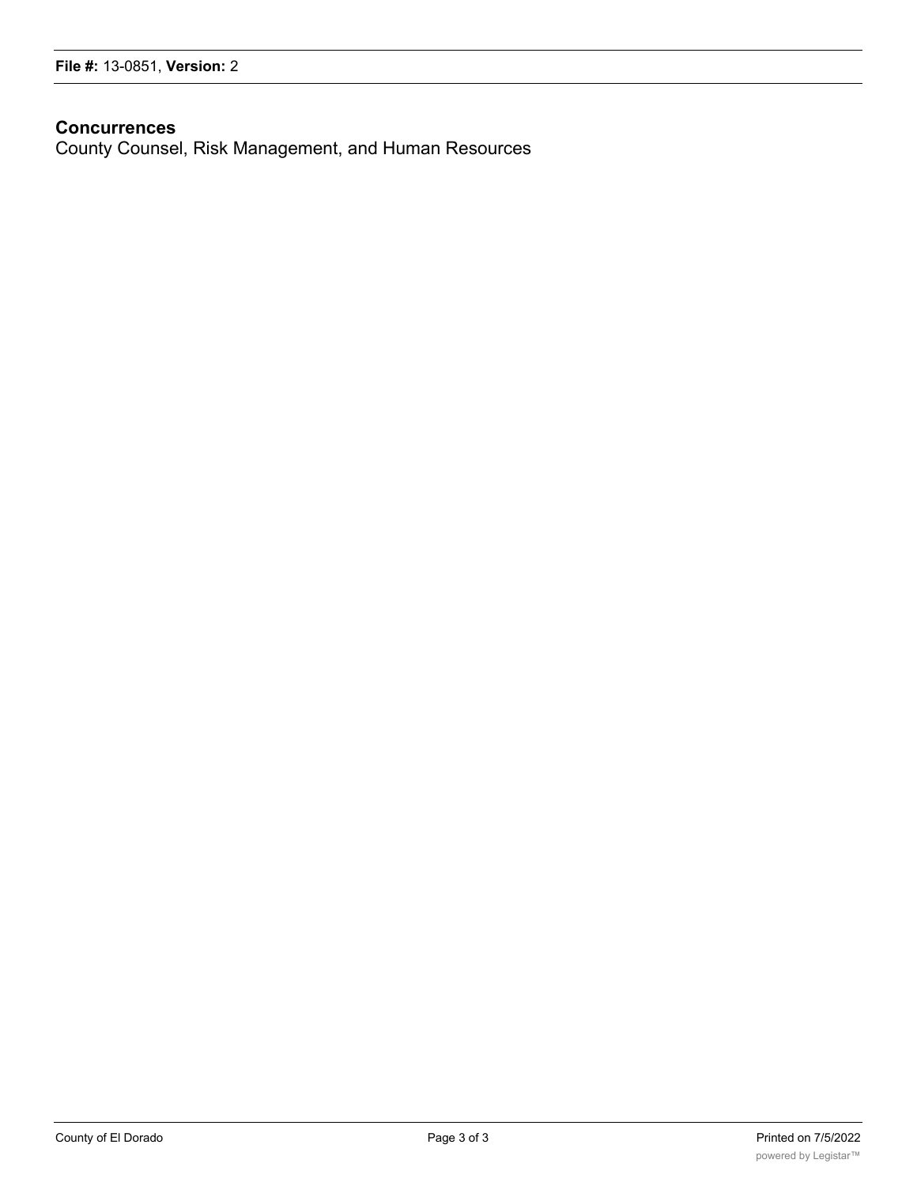## Concurrences

County Counsel, Risk Management, and Human Resources